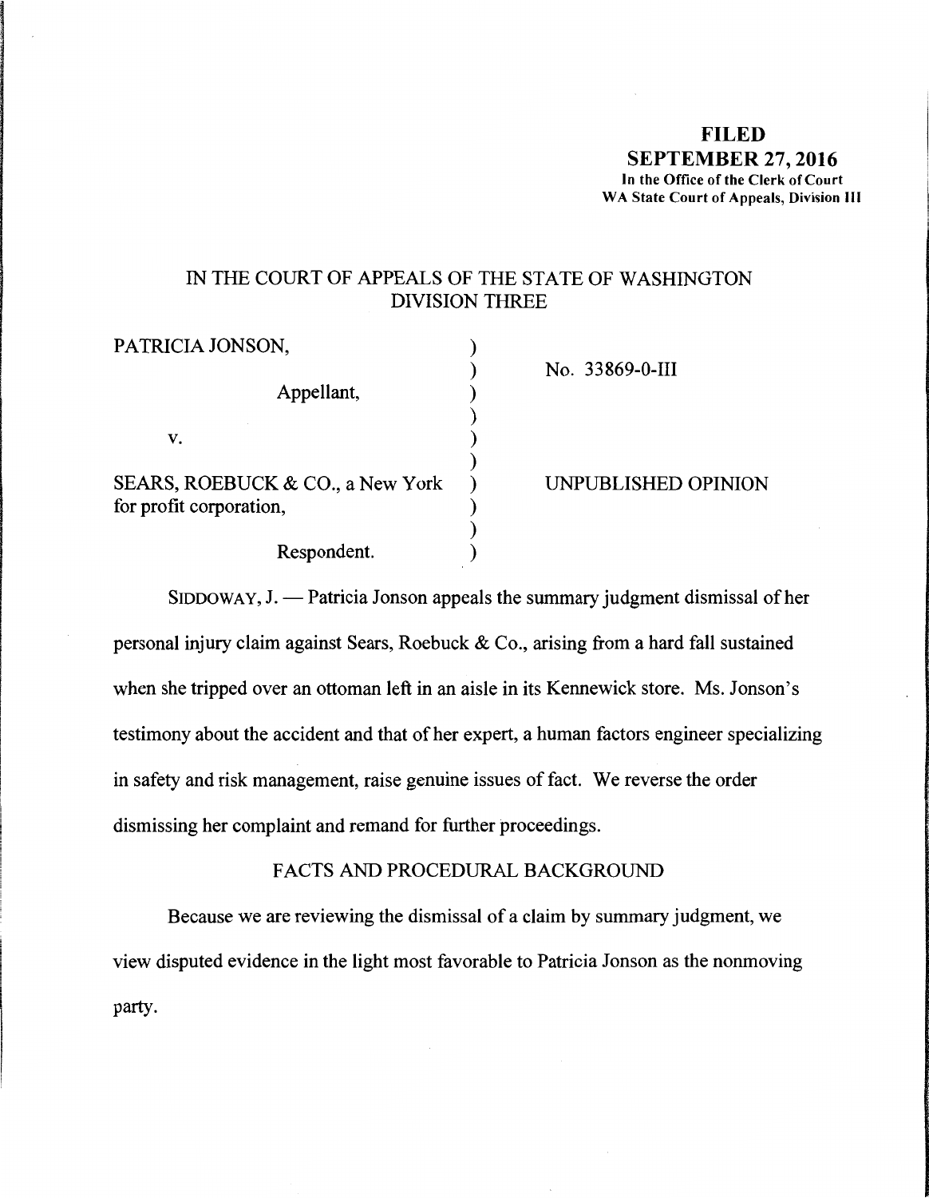**FILED**
**SEPTEMBER 27, 2016**
In the Office of the Clerk of Court
WA State Court of Appeals, Division III

IN THE COURT OF APPEALS OF THE STATE OF WASHINGTON
DIVISION THREE

| | |
|---|---|
| PATRICIA JONSON, Appellant, v. SEARS, ROEBUCK & CO., a New York for profit corporation, Respondent. | No. 33869-0-III UNPUBLISHED OPINION |

SIDDOWAY, J. — Patricia Jonson appeals the summary judgment dismissal of her personal injury claim against Sears, Roebuck & Co., arising from a hard fall sustained when she tripped over an ottoman left in an aisle in its Kennewick store. Ms. Jonson's testimony about the accident and that of her expert, a human factors engineer specializing in safety and risk management, raise genuine issues of fact. We reverse the order dismissing her complaint and remand for further proceedings.

## FACTS AND PROCEDURAL BACKGROUND

Because we are reviewing the dismissal of a claim by summary judgment, we view disputed evidence in the light most favorable to Patricia Jonson as the nonmoving party.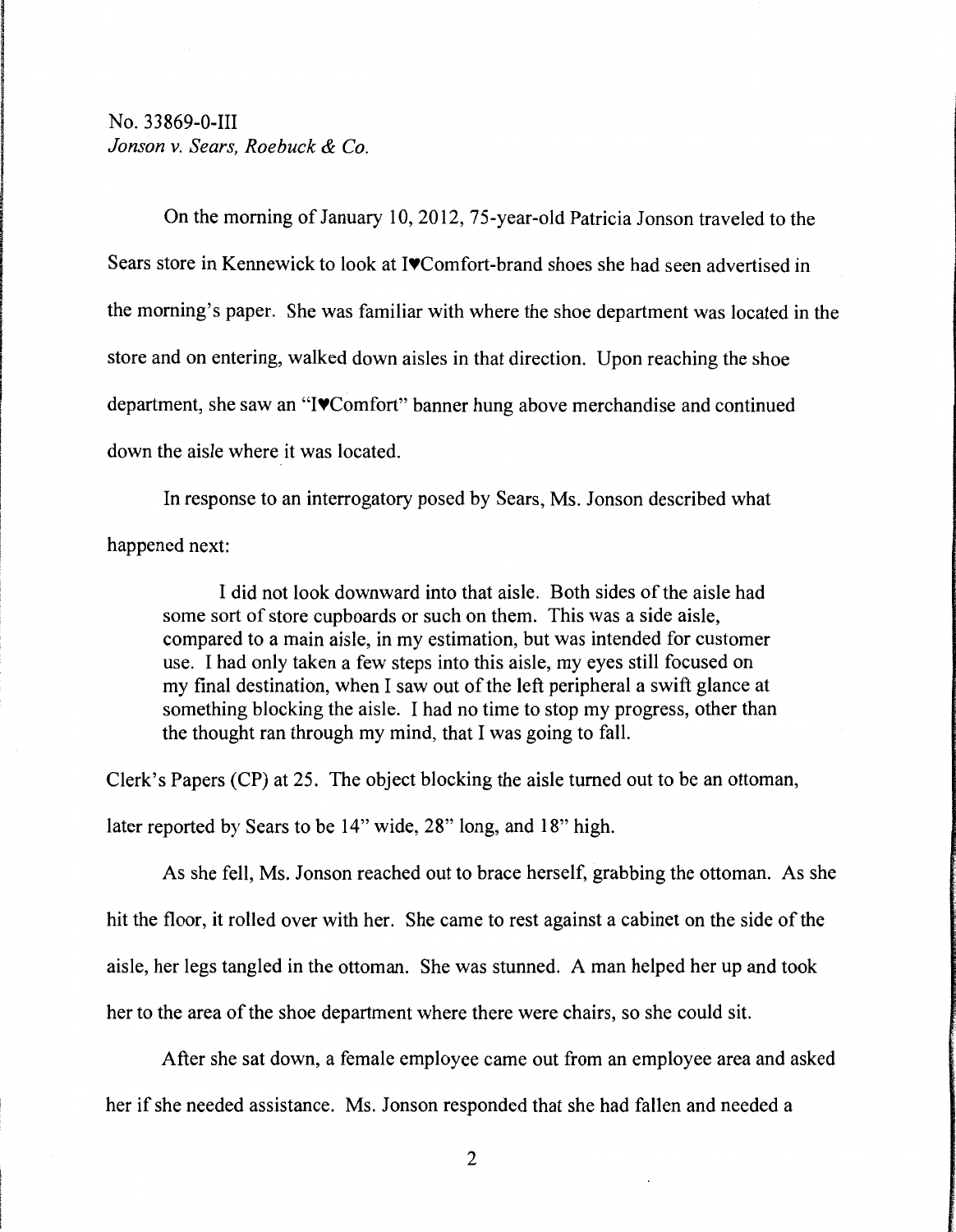On the morning of January 10, 2012, 75-year-old Patricia Jonson traveled to the Sears store in Kennewick to look at I♥Comfort-brand shoes she had seen advertised in the morning's paper. She was familiar with where the shoe department was located in the store and on entering, walked down aisles in that direction. Upon reaching the shoe department, she saw an "I♥Comfort" banner hung above merchandise and continued down the aisle where it was located.

In response to an interrogatory posed by Sears, Ms. Jonson described what happened next:

> I did not look downward into that aisle. Both sides of the aisle had some sort of store cupboards or such on them. This was a side aisle, compared to a main aisle, in my estimation, but was intended for customer use. I had only taken a few steps into this aisle, my eyes still focused on my final destination, when I saw out of the left peripheral a swift glance at something blocking the aisle. I had no time to stop my progress, other than the thought ran through my mind, that I was going to fall.

Clerk's Papers (CP) at 25. The object blocking the aisle turned out to be an ottoman, later reported by Sears to be 14" wide, 28" long, and 18" high.

As she fell, Ms. Jonson reached out to brace herself, grabbing the ottoman. As she hit the floor, it rolled over with her. She came to rest against a cabinet on the side of the aisle, her legs tangled in the ottoman. She was stunned. A man helped her up and took her to the area of the shoe department where there were chairs, so she could sit.

After she sat down, a female employee came out from an employee area and asked her if she needed assistance. Ms. Jonson responded that she had fallen and needed a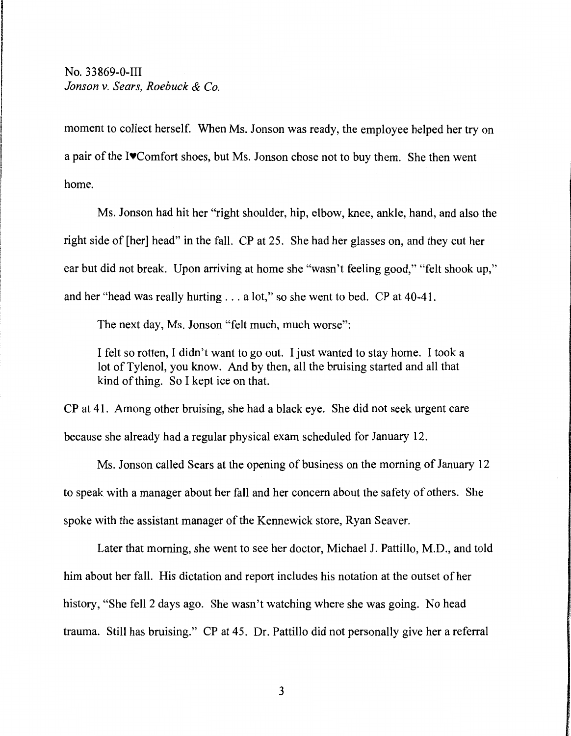moment to collect herself. When Ms. Jonson was ready, the employee helped her try on a pair of the I♥Comfort shoes, but Ms. Jonson chose not to buy them. She then went home.

Ms. Jonson had hit her "right shoulder, hip, elbow, knee, ankle, hand, and also the right side of [her] head" in the fall. CP at 25. She had her glasses on, and they cut her ear but did not break. Upon arriving at home she "wasn't feeling good," "felt shook up," and her "head was really hurting . . . a lot," so she went to bed. CP at 40-41.

The next day, Ms. Jonson "felt much, much worse":

> I felt so rotten, I didn't want to go out. I just wanted to stay home. I took a lot of Tylenol, you know. And by then, all the bruising started and all that kind of thing. So I kept ice on that.

CP at 41. Among other bruising, she had a black eye. She did not seek urgent care because she already had a regular physical exam scheduled for January 12.

Ms. Jonson called Sears at the opening of business on the morning of January 12 to speak with a manager about her fall and her concern about the safety of others. She spoke with the assistant manager of the Kennewick store, Ryan Seaver.

Later that morning, she went to see her doctor, Michael J. Pattillo, M.D., and told him about her fall. His dictation and report includes his notation at the outset of her history, "She fell 2 days ago. She wasn't watching where she was going. No head trauma. Still has bruising." CP at 45. Dr. Pattillo did not personally give her a referral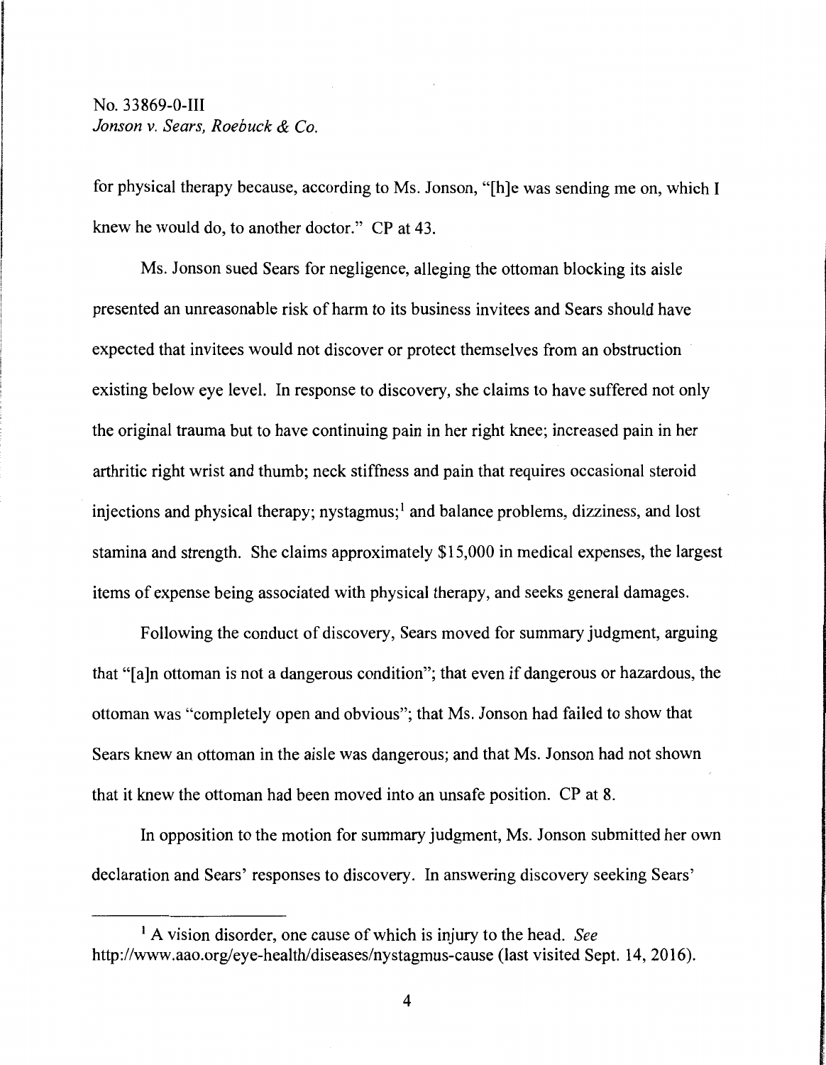for physical therapy because, according to Ms. Jonson, "[h]e was sending me on, which I knew he would do, to another doctor." CP at 43.

Ms. Jonson sued Sears for negligence, alleging the ottoman blocking its aisle presented an unreasonable risk of harm to its business invitees and Sears should have expected that invitees would not discover or protect themselves from an obstruction existing below eye level. In response to discovery, she claims to have suffered not only the original trauma but to have continuing pain in her right knee; increased pain in her arthritic right wrist and thumb; neck stiffness and pain that requires occasional steroid injections and physical therapy; nystagmus;[1] and balance problems, dizziness, and lost stamina and strength. She claims approximately $15,000 in medical expenses, the largest items of expense being associated with physical therapy, and seeks general damages.

Following the conduct of discovery, Sears moved for summary judgment, arguing that "[a]n ottoman is not a dangerous condition"; that even if dangerous or hazardous, the ottoman was "completely open and obvious"; that Ms. Jonson had failed to show that Sears knew an ottoman in the aisle was dangerous; and that Ms. Jonson had not shown that it knew the ottoman had been moved into an unsafe position. CP at 8.

In opposition to the motion for summary judgment, Ms. Jonson submitted her own declaration and Sears' responses to discovery. In answering discovery seeking Sears'

---

[1] A vision disorder, one cause of which is injury to the head. *See* http://www.aao.org/eye-health/diseases/nystagmus-cause (last visited Sept. 14, 2016).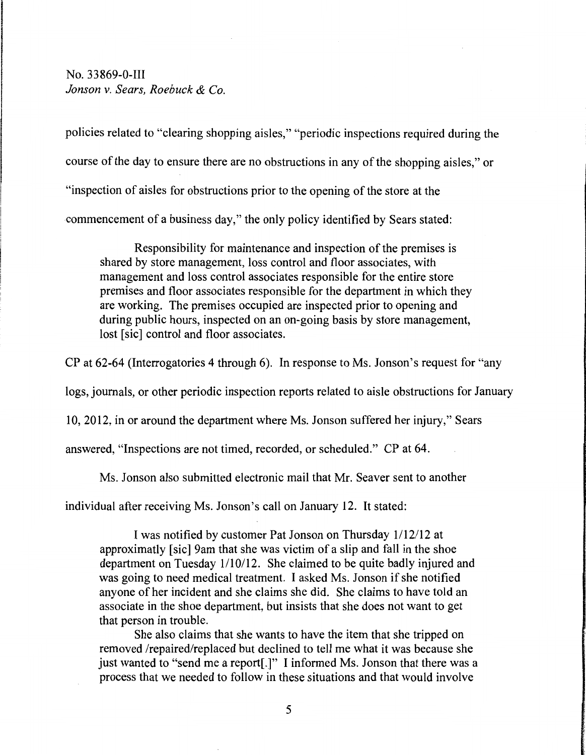policies related to "clearing shopping aisles," "periodic inspections required during the course of the day to ensure there are no obstructions in any of the shopping aisles," or "inspection of aisles for obstructions prior to the opening of the store at the commencement of a business day," the only policy identified by Sears stated:

> Responsibility for maintenance and inspection of the premises is shared by store management, loss control and floor associates, with management and loss control associates responsible for the entire store premises and floor associates responsible for the department in which they are working. The premises occupied are inspected prior to opening and during public hours, inspected on an on-going basis by store management, lost [sic] control and floor associates.

CP at 62-64 (Interrogatories 4 through 6). In response to Ms. Jonson's request for "any logs, journals, or other periodic inspection reports related to aisle obstructions for January 10, 2012, in or around the department where Ms. Jonson suffered her injury," Sears answered, "Inspections are not timed, recorded, or scheduled." CP at 64.

Ms. Jonson also submitted electronic mail that Mr. Seaver sent to another individual after receiving Ms. Jonson's call on January 12. It stated:

> I was notified by customer Pat Jonson on Thursday 1/12/12 at approximatly [sic] 9am that she was victim of a slip and fall in the shoe department on Tuesday 1/10/12. She claimed to be quite badly injured and was going to need medical treatment. I asked Ms. Jonson if she notified anyone of her incident and she claims she did. She claims to have told an associate in the shoe department, but insists that she does not want to get that person in trouble.
>
> She also claims that she wants to have the item that she tripped on removed /repaired/replaced but declined to tell me what it was because she just wanted to "send me a report[.]" I informed Ms. Jonson that there was a process that we needed to follow in these situations and that would involve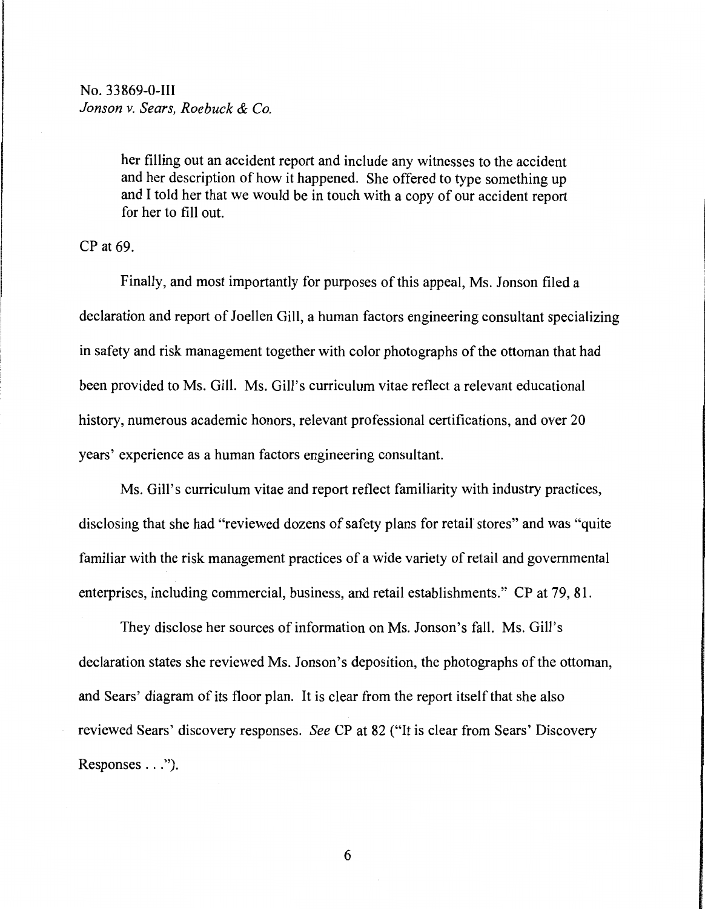> her filling out an accident report and include any witnesses to the accident and her description of how it happened. She offered to type something up and I told her that we would be in touch with a copy of our accident report for her to fill out.

CP at 69.

Finally, and most importantly for purposes of this appeal, Ms. Jonson filed a declaration and report of Joellen Gill, a human factors engineering consultant specializing in safety and risk management together with color photographs of the ottoman that had been provided to Ms. Gill. Ms. Gill's curriculum vitae reflect a relevant educational history, numerous academic honors, relevant professional certifications, and over 20 years' experience as a human factors engineering consultant.

Ms. Gill's curriculum vitae and report reflect familiarity with industry practices, disclosing that she had "reviewed dozens of safety plans for retail stores" and was "quite familiar with the risk management practices of a wide variety of retail and governmental enterprises, including commercial, business, and retail establishments." CP at 79, 81.

They disclose her sources of information on Ms. Jonson's fall. Ms. Gill's declaration states she reviewed Ms. Jonson's deposition, the photographs of the ottoman, and Sears' diagram of its floor plan. It is clear from the report itself that she also reviewed Sears' discovery responses. *See* CP at 82 ("It is clear from Sears' Discovery Responses . . .").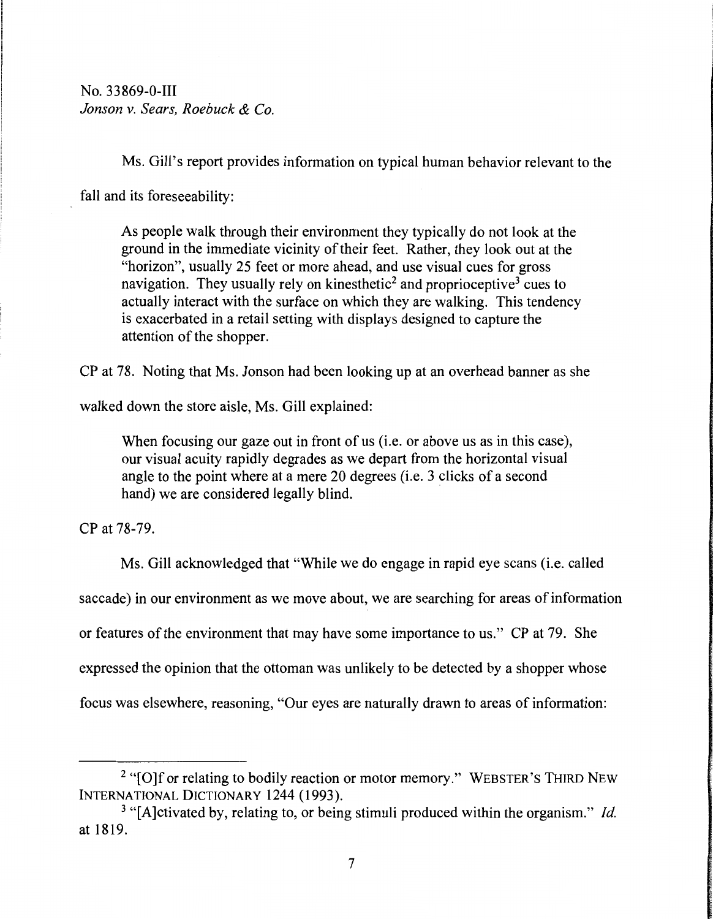Ms. Gill's report provides information on typical human behavior relevant to the fall and its foreseeability:

> As people walk through their environment they typically do not look at the ground in the immediate vicinity of their feet. Rather, they look out at the "horizon", usually 25 feet or more ahead, and use visual cues for gross navigation. They usually rely on kinesthetic[2] and proprioceptive[3] cues to actually interact with the surface on which they are walking. This tendency is exacerbated in a retail setting with displays designed to capture the attention of the shopper.

CP at 78. Noting that Ms. Jonson had been looking up at an overhead banner as she walked down the store aisle, Ms. Gill explained:

> When focusing our gaze out in front of us (i.e. or above us as in this case), our visual acuity rapidly degrades as we depart from the horizontal visual angle to the point where at a mere 20 degrees (i.e. 3 clicks of a second hand) we are considered legally blind.

CP at 78-79.

Ms. Gill acknowledged that "While we do engage in rapid eye scans (i.e. called saccade) in our environment as we move about, we are searching for areas of information or features of the environment that may have some importance to us." CP at 79. She expressed the opinion that the ottoman was unlikely to be detected by a shopper whose focus was elsewhere, reasoning, "Our eyes are naturally drawn to areas of information:

---

[2] "[O]f or relating to bodily reaction or motor memory." WEBSTER'S THIRD NEW INTERNATIONAL DICTIONARY 1244 (1993).

[3] "[A]ctivated by, relating to, or being stimuli produced within the organism." *Id.* at 1819.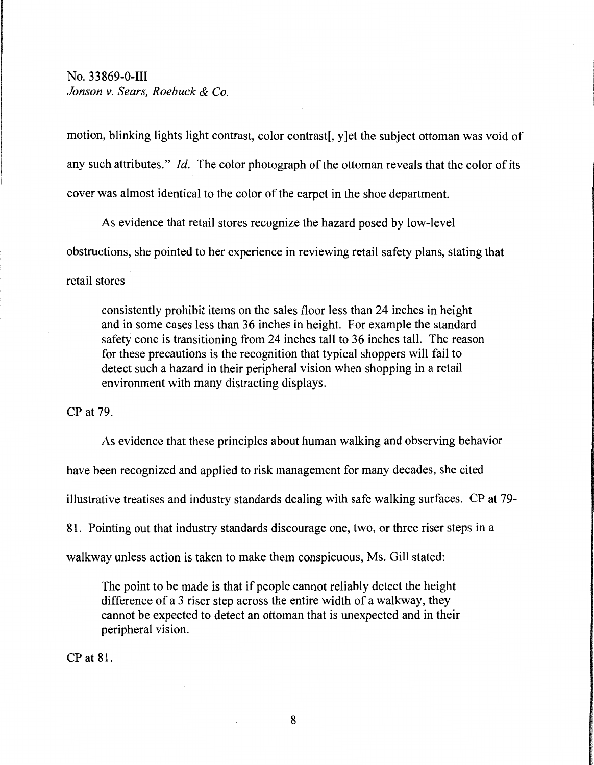motion, blinking lights light contrast, color contrast[, y]et the subject ottoman was void of any such attributes." *Id.* The color photograph of the ottoman reveals that the color of its cover was almost identical to the color of the carpet in the shoe department.

As evidence that retail stores recognize the hazard posed by low-level obstructions, she pointed to her experience in reviewing retail safety plans, stating that retail stores

> consistently prohibit items on the sales floor less than 24 inches in height and in some cases less than 36 inches in height. For example the standard safety cone is transitioning from 24 inches tall to 36 inches tall. The reason for these precautions is the recognition that typical shoppers will fail to detect such a hazard in their peripheral vision when shopping in a retail environment with many distracting displays.

CP at 79.

As evidence that these principles about human walking and observing behavior have been recognized and applied to risk management for many decades, she cited illustrative treatises and industry standards dealing with safe walking surfaces. CP at 79-81. Pointing out that industry standards discourage one, two, or three riser steps in a walkway unless action is taken to make them conspicuous, Ms. Gill stated:

> The point to be made is that if people cannot reliably detect the height difference of a 3 riser step across the entire width of a walkway, they cannot be expected to detect an ottoman that is unexpected and in their peripheral vision.

CP at 81.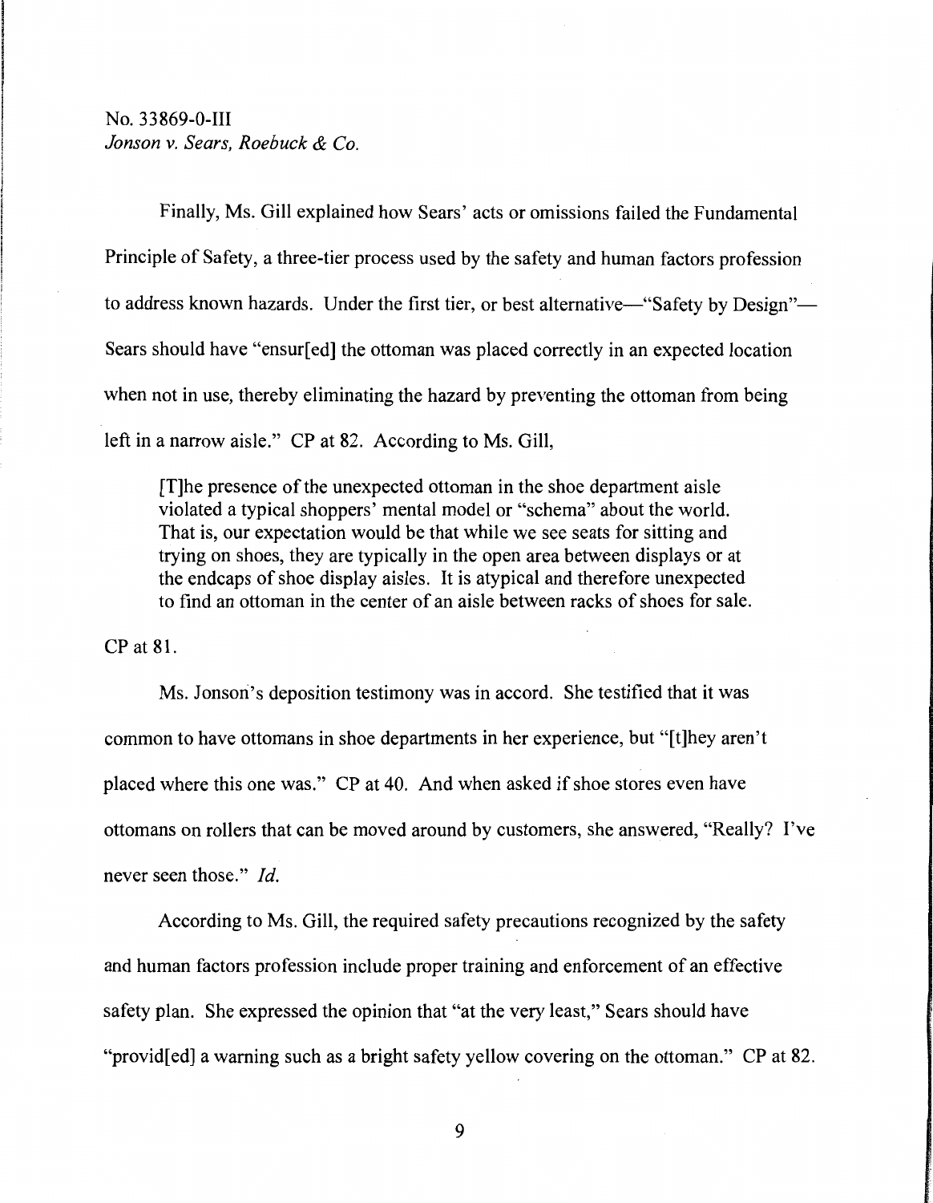Finally, Ms. Gill explained how Sears' acts or omissions failed the Fundamental Principle of Safety, a three-tier process used by the safety and human factors profession to address known hazards. Under the first tier, or best alternative—"Safety by Design"— Sears should have "ensur[ed] the ottoman was placed correctly in an expected location when not in use, thereby eliminating the hazard by preventing the ottoman from being left in a narrow aisle." CP at 82. According to Ms. Gill,

> [T]he presence of the unexpected ottoman in the shoe department aisle violated a typical shoppers' mental model or "schema" about the world. That is, our expectation would be that while we see seats for sitting and trying on shoes, they are typically in the open area between displays or at the endcaps of shoe display aisles. It is atypical and therefore unexpected to find an ottoman in the center of an aisle between racks of shoes for sale.

CP at 81.

Ms. Jonson's deposition testimony was in accord. She testified that it was common to have ottomans in shoe departments in her experience, but "[t]hey aren't placed where this one was." CP at 40. And when asked if shoe stores even have ottomans on rollers that can be moved around by customers, she answered, "Really? I've never seen those." *Id.*

According to Ms. Gill, the required safety precautions recognized by the safety and human factors profession include proper training and enforcement of an effective safety plan. She expressed the opinion that "at the very least," Sears should have "provid[ed] a warning such as a bright safety yellow covering on the ottoman." CP at 82.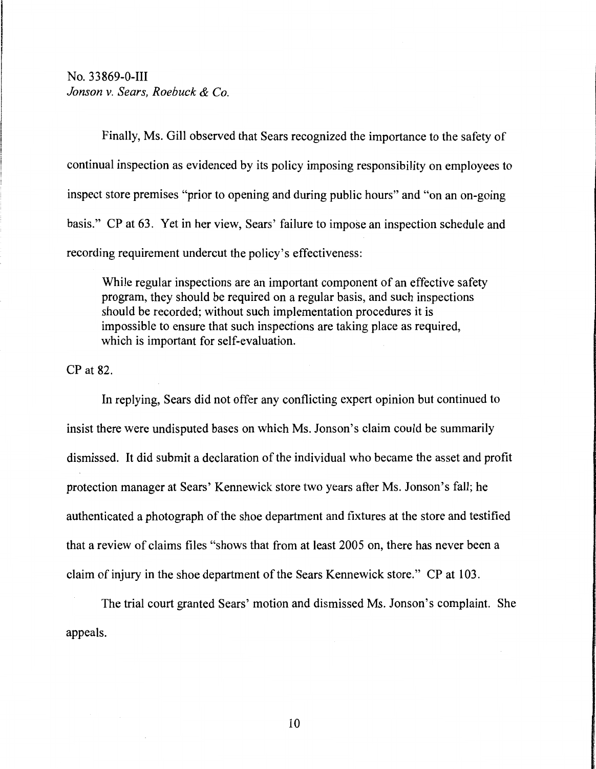Finally, Ms. Gill observed that Sears recognized the importance to the safety of continual inspection as evidenced by its policy imposing responsibility on employees to inspect store premises "prior to opening and during public hours" and "on an on-going basis." CP at 63. Yet in her view, Sears' failure to impose an inspection schedule and recording requirement undercut the policy's effectiveness:

> While regular inspections are an important component of an effective safety program, they should be required on a regular basis, and such inspections should be recorded; without such implementation procedures it is impossible to ensure that such inspections are taking place as required, which is important for self-evaluation.

CP at 82.

In replying, Sears did not offer any conflicting expert opinion but continued to insist there were undisputed bases on which Ms. Jonson's claim could be summarily dismissed. It did submit a declaration of the individual who became the asset and profit protection manager at Sears' Kennewick store two years after Ms. Jonson's fall; he authenticated a photograph of the shoe department and fixtures at the store and testified that a review of claims files "shows that from at least 2005 on, there has never been a claim of injury in the shoe department of the Sears Kennewick store." CP at 103.

The trial court granted Sears' motion and dismissed Ms. Jonson's complaint. She appeals.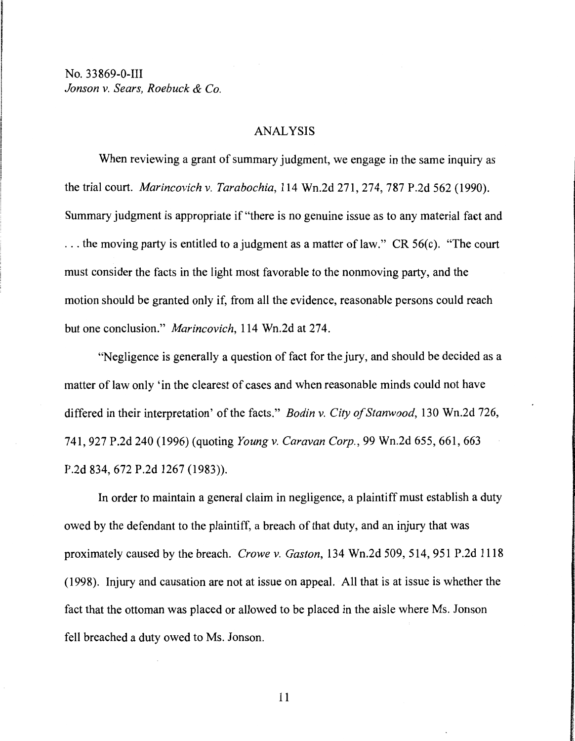## ANALYSIS

When reviewing a grant of summary judgment, we engage in the same inquiry as the trial court. *Marincovich v. Tarabochia*, 114 Wn.2d 271, 274, 787 P.2d 562 (1990). Summary judgment is appropriate if "there is no genuine issue as to any material fact and . . . the moving party is entitled to a judgment as a matter of law." CR 56(c). "The court must consider the facts in the light most favorable to the nonmoving party, and the motion should be granted only if, from all the evidence, reasonable persons could reach but one conclusion." *Marincovich*, 114 Wn.2d at 274.

"Negligence is generally a question of fact for the jury, and should be decided as a matter of law only 'in the clearest of cases and when reasonable minds could not have differed in their interpretation' of the facts." *Bodin v. City of Stanwood*, 130 Wn.2d 726, 741, 927 P.2d 240 (1996) (quoting *Young v. Caravan Corp.*, 99 Wn.2d 655, 661, 663 P.2d 834, 672 P.2d 1267 (1983)).

In order to maintain a general claim in negligence, a plaintiff must establish a duty owed by the defendant to the plaintiff, a breach of that duty, and an injury that was proximately caused by the breach. *Crowe v. Gaston*, 134 Wn.2d 509, 514, 951 P.2d 1118 (1998). Injury and causation are not at issue on appeal. All that is at issue is whether the fact that the ottoman was placed or allowed to be placed in the aisle where Ms. Jonson fell breached a duty owed to Ms. Jonson.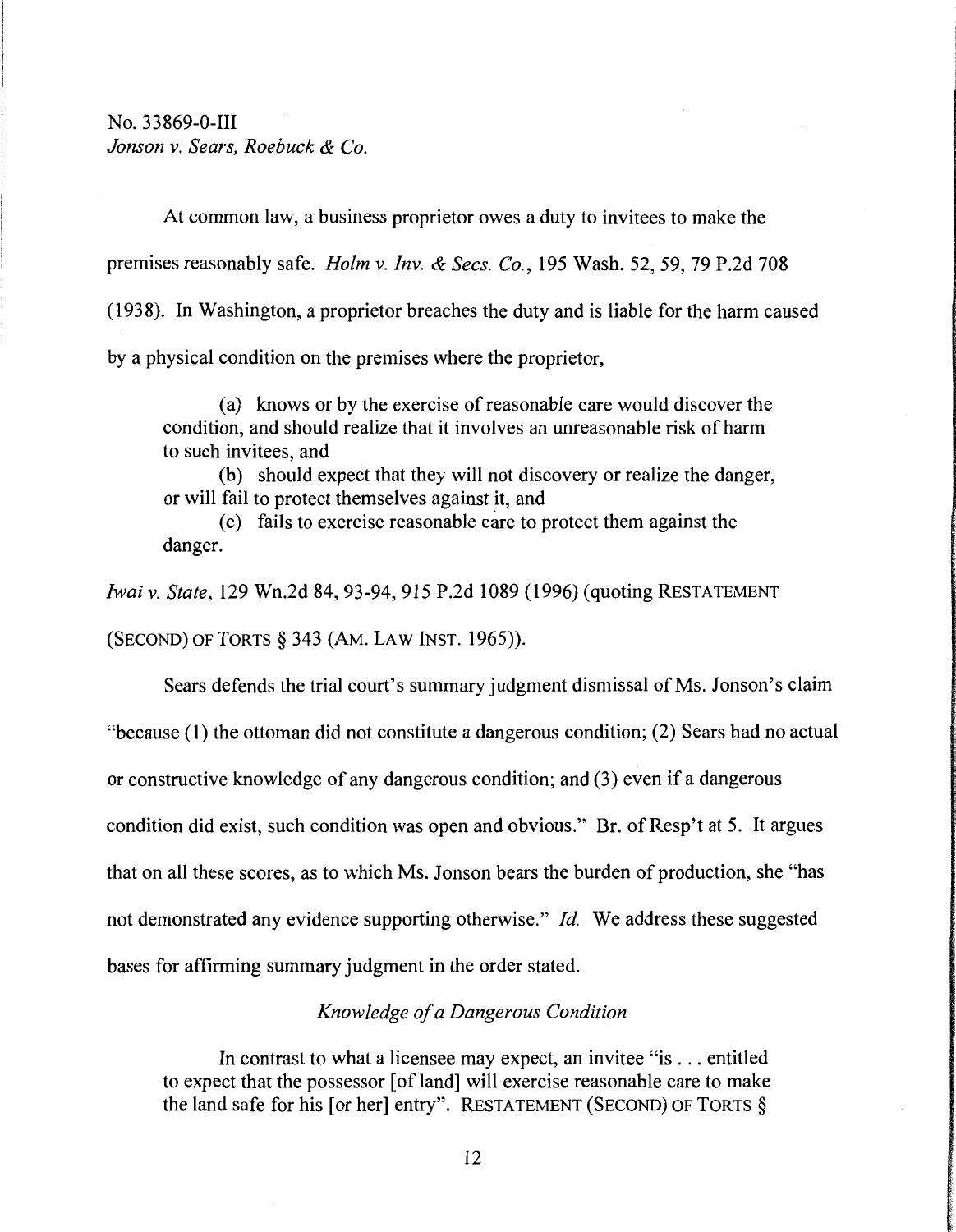No. 33869-0-III
*Jonson v. Sears, Roebuck & Co.*

At common law, a business proprietor owes a duty to invitees to make the premises reasonably safe. *Holm v. Inv. & Secs. Co.*, 195 Wash. 52, 59, 79 P.2d 708 (1938). In Washington, a proprietor breaches the duty and is liable for the harm caused by a physical condition on the premises where the proprietor,

> (a) knows or by the exercise of reasonable care would discover the condition, and should realize that it involves an unreasonable risk of harm to such invitees, and
>
> (b) should expect that they will not discovery or realize the danger, or will fail to protect themselves against it, and
>
> (c) fails to exercise reasonable care to protect them against the danger.

*Iwai v. State*, 129 Wn.2d 84, 93-94, 915 P.2d 1089 (1996) (quoting RESTATEMENT (SECOND) OF TORTS § 343 (AM. LAW INST. 1965)).

Sears defends the trial court's summary judgment dismissal of Ms. Jonson's claim "because (1) the ottoman did not constitute a dangerous condition; (2) Sears had no actual or constructive knowledge of any dangerous condition; and (3) even if a dangerous condition did exist, such condition was open and obvious." Br. of Resp't at 5. It argues that on all these scores, as to which Ms. Jonson bears the burden of production, she "has not demonstrated any evidence supporting otherwise." *Id.* We address these suggested bases for affirming summary judgment in the order stated.

*Knowledge of a Dangerous Condition*

> In contrast to what a licensee may expect, an invitee "is . . . entitled to expect that the possessor [of land] will exercise reasonable care to make the land safe for his [or her] entry". RESTATEMENT (SECOND) OF TORTS §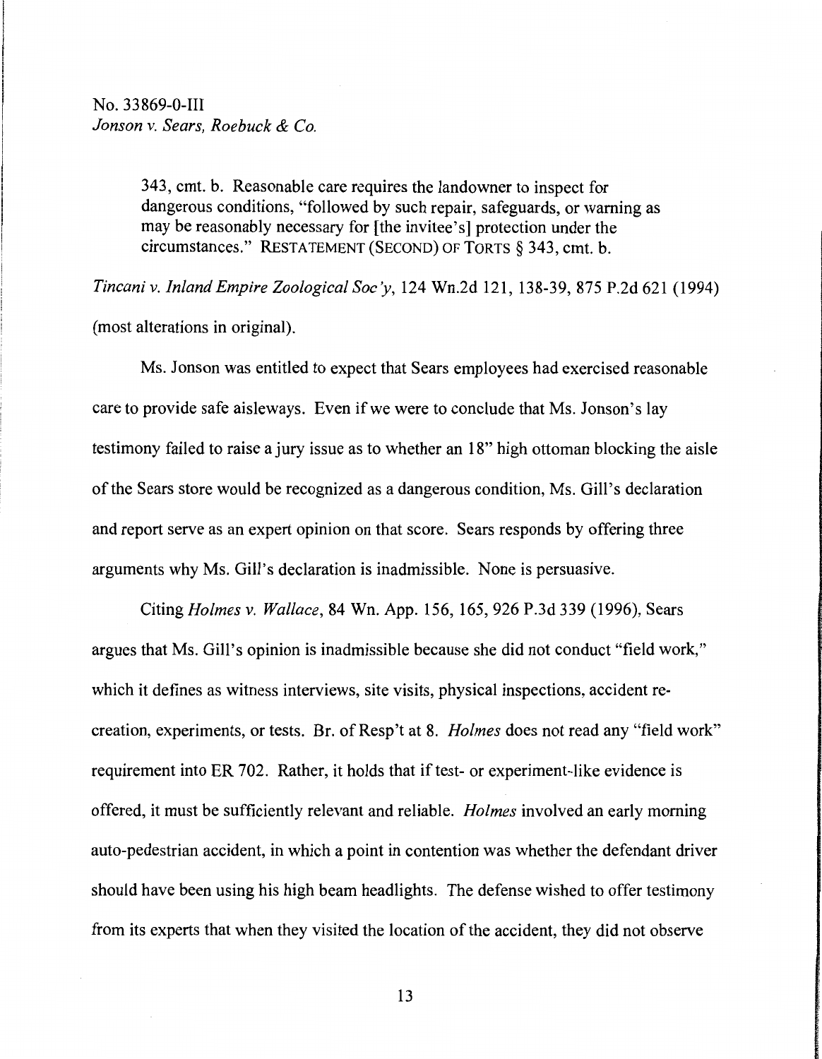> 343, cmt. b. Reasonable care requires the landowner to inspect for dangerous conditions, "followed by such repair, safeguards, or warning as may be reasonably necessary for [the invitee's] protection under the circumstances." RESTATEMENT (SECOND) OF TORTS § 343, cmt. b.

*Tincani v. Inland Empire Zoological Soc'y*, 124 Wn.2d 121, 138-39, 875 P.2d 621 (1994) (most alterations in original).

Ms. Jonson was entitled to expect that Sears employees had exercised reasonable care to provide safe aisleways. Even if we were to conclude that Ms. Jonson's lay testimony failed to raise a jury issue as to whether an 18" high ottoman blocking the aisle of the Sears store would be recognized as a dangerous condition, Ms. Gill's declaration and report serve as an expert opinion on that score. Sears responds by offering three arguments why Ms. Gill's declaration is inadmissible. None is persuasive.

Citing *Holmes v. Wallace*, 84 Wn. App. 156, 165, 926 P.3d 339 (1996), Sears argues that Ms. Gill's opinion is inadmissible because she did not conduct "field work," which it defines as witness interviews, site visits, physical inspections, accident re-creation, experiments, or tests. Br. of Resp't at 8. *Holmes* does not read any "field work" requirement into ER 702. Rather, it holds that if test- or experiment-like evidence is offered, it must be sufficiently relevant and reliable. *Holmes* involved an early morning auto-pedestrian accident, in which a point in contention was whether the defendant driver should have been using his high beam headlights. The defense wished to offer testimony from its experts that when they visited the location of the accident, they did not observe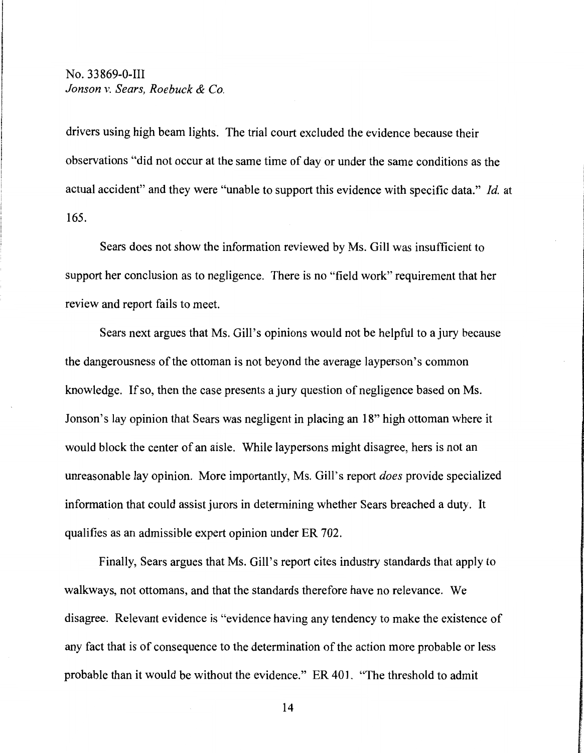drivers using high beam lights. The trial court excluded the evidence because their observations "did not occur at the same time of day or under the same conditions as the actual accident" and they were "unable to support this evidence with specific data." *Id.* at 165.

Sears does not show the information reviewed by Ms. Gill was insufficient to support her conclusion as to negligence. There is no "field work" requirement that her review and report fails to meet.

Sears next argues that Ms. Gill's opinions would not be helpful to a jury because the dangerousness of the ottoman is not beyond the average layperson's common knowledge. If so, then the case presents a jury question of negligence based on Ms. Jonson's lay opinion that Sears was negligent in placing an 18" high ottoman where it would block the center of an aisle. While laypersons might disagree, hers is not an unreasonable lay opinion. More importantly, Ms. Gill's report *does* provide specialized information that could assist jurors in determining whether Sears breached a duty. It qualifies as an admissible expert opinion under ER 702.

Finally, Sears argues that Ms. Gill's report cites industry standards that apply to walkways, not ottomans, and that the standards therefore have no relevance. We disagree. Relevant evidence is "evidence having any tendency to make the existence of any fact that is of consequence to the determination of the action more probable or less probable than it would be without the evidence." ER 401. "The threshold to admit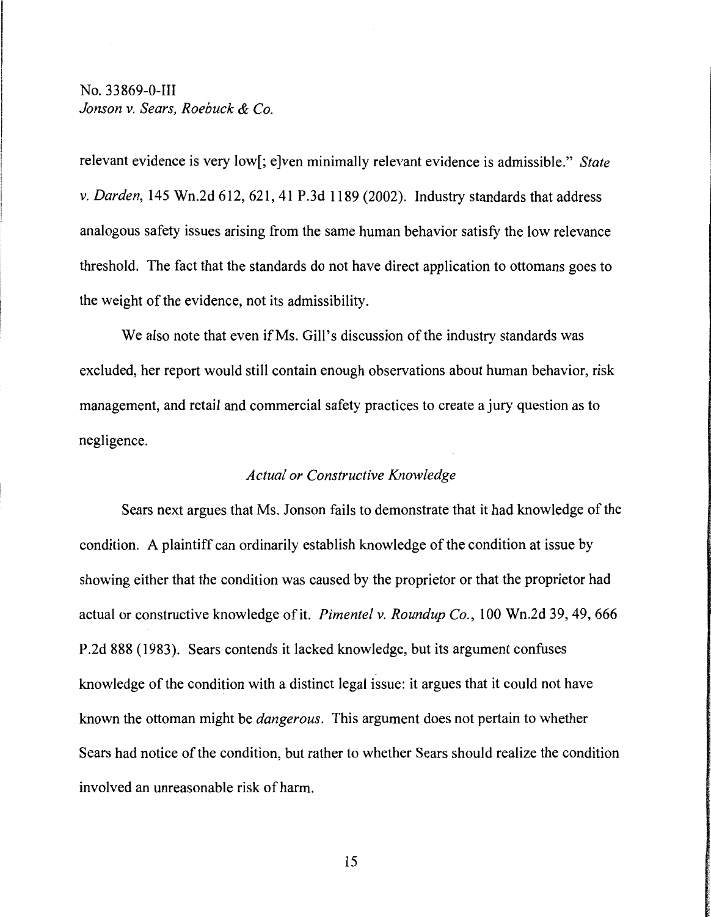relevant evidence is very low[; e]ven minimally relevant evidence is admissible." *State v. Darden*, 145 Wn.2d 612, 621, 41 P.3d 1189 (2002). Industry standards that address analogous safety issues arising from the same human behavior satisfy the low relevance threshold. The fact that the standards do not have direct application to ottomans goes to the weight of the evidence, not its admissibility.

We also note that even if Ms. Gill's discussion of the industry standards was excluded, her report would still contain enough observations about human behavior, risk management, and retail and commercial safety practices to create a jury question as to negligence.

### *Actual or Constructive Knowledge*

Sears next argues that Ms. Jonson fails to demonstrate that it had knowledge of the condition. A plaintiff can ordinarily establish knowledge of the condition at issue by showing either that the condition was caused by the proprietor or that the proprietor had actual or constructive knowledge of it. *Pimentel v. Roundup Co.*, 100 Wn.2d 39, 49, 666 P.2d 888 (1983). Sears contends it lacked knowledge, but its argument confuses knowledge of the condition with a distinct legal issue: it argues that it could not have known the ottoman might be *dangerous*. This argument does not pertain to whether Sears had notice of the condition, but rather to whether Sears should realize the condition involved an unreasonable risk of harm.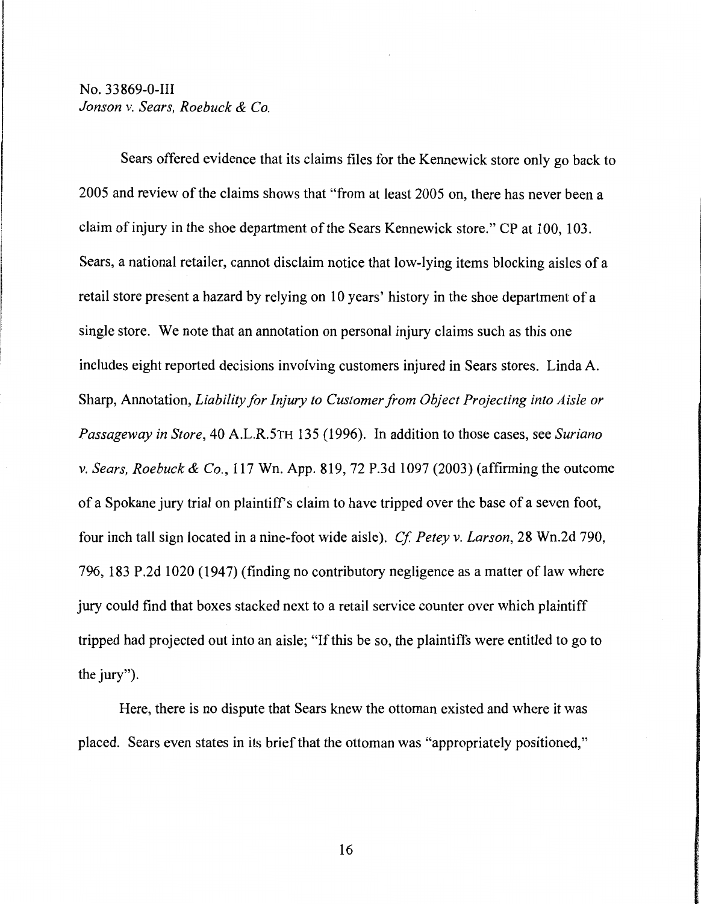Sears offered evidence that its claims files for the Kennewick store only go back to 2005 and review of the claims shows that "from at least 2005 on, there has never been a claim of injury in the shoe department of the Sears Kennewick store." CP at 100, 103. Sears, a national retailer, cannot disclaim notice that low-lying items blocking aisles of a retail store present a hazard by relying on 10 years' history in the shoe department of a single store. We note that an annotation on personal injury claims such as this one includes eight reported decisions involving customers injured in Sears stores. Linda A. Sharp, Annotation, *Liability for Injury to Customer from Object Projecting into Aisle or Passageway in Store*, 40 A.L.R.5TH 135 (1996). In addition to those cases, see *Suriano v. Sears, Roebuck & Co.*, 117 Wn. App. 819, 72 P.3d 1097 (2003) (affirming the outcome of a Spokane jury trial on plaintiff's claim to have tripped over the base of a seven foot, four inch tall sign located in a nine-foot wide aisle). *Cf. Petey v. Larson*, 28 Wn.2d 790, 796, 183 P.2d 1020 (1947) (finding no contributory negligence as a matter of law where jury could find that boxes stacked next to a retail service counter over which plaintiff tripped had projected out into an aisle; "If this be so, the plaintiffs were entitled to go to the jury").

Here, there is no dispute that Sears knew the ottoman existed and where it was placed. Sears even states in its brief that the ottoman was "appropriately positioned,"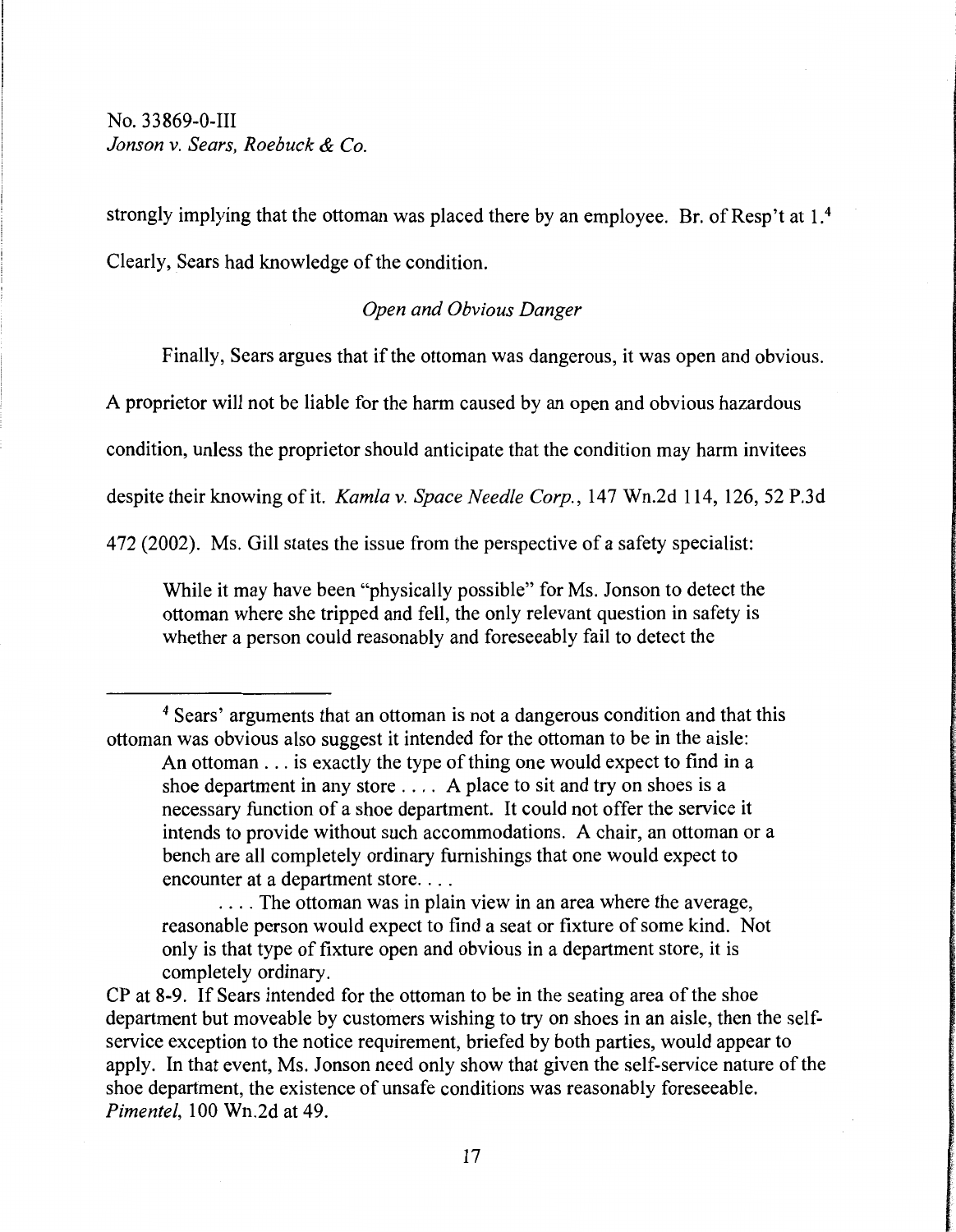strongly implying that the ottoman was placed there by an employee. Br. of Resp't at 1.[4] Clearly, Sears had knowledge of the condition.

*Open and Obvious Danger*

Finally, Sears argues that if the ottoman was dangerous, it was open and obvious. A proprietor will not be liable for the harm caused by an open and obvious hazardous condition, unless the proprietor should anticipate that the condition may harm invitees despite their knowing of it. *Kamla v. Space Needle Corp.*, 147 Wn.2d 114, 126, 52 P.3d 472 (2002). Ms. Gill states the issue from the perspective of a safety specialist:

> While it may have been "physically possible" for Ms. Jonson to detect the ottoman where she tripped and fell, the only relevant question in safety is whether a person could reasonably and foreseeably fail to detect the

---

[4] Sears' arguments that an ottoman is not a dangerous condition and that this ottoman was obvious also suggest it intended for the ottoman to be in the aisle:

> An ottoman . . . is exactly the type of thing one would expect to find in a shoe department in any store . . . . A place to sit and try on shoes is a necessary function of a shoe department. It could not offer the service it intends to provide without such accommodations. A chair, an ottoman or a bench are all completely ordinary furnishings that one would expect to encounter at a department store. . . .
>
> . . . . The ottoman was in plain view in an area where the average, reasonable person would expect to find a seat or fixture of some kind. Not only is that type of fixture open and obvious in a department store, it is completely ordinary.

CP at 8-9. If Sears intended for the ottoman to be in the seating area of the shoe department but moveable by customers wishing to try on shoes in an aisle, then the self-service exception to the notice requirement, briefed by both parties, would appear to apply. In that event, Ms. Jonson need only show that given the self-service nature of the shoe department, the existence of unsafe conditions was reasonably foreseeable. *Pimentel*, 100 Wn.2d at 49.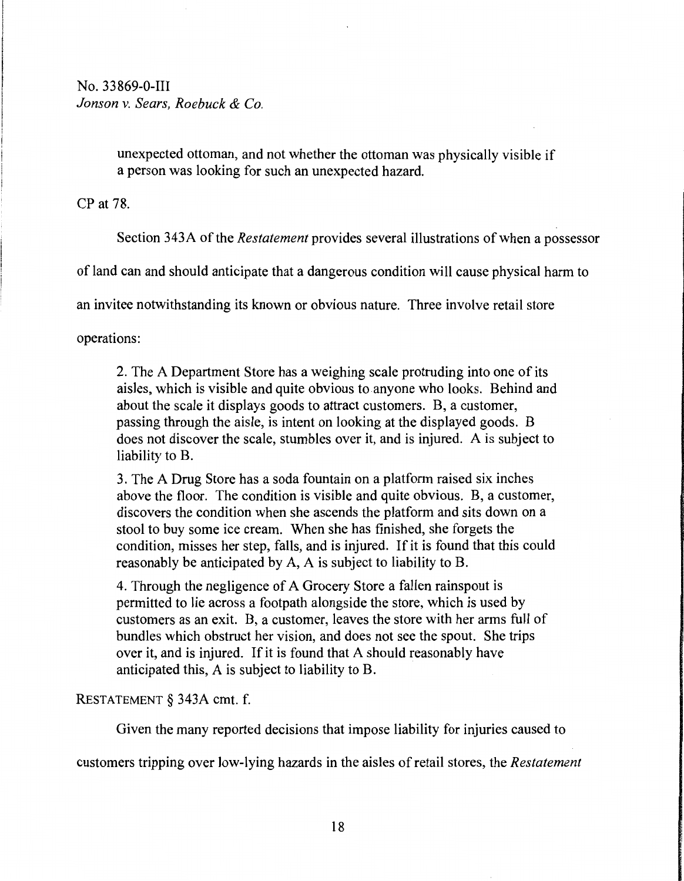unexpected ottoman, and not whether the ottoman was physically visible if a person was looking for such an unexpected hazard.

CP at 78.

Section 343A of the *Restatement* provides several illustrations of when a possessor of land can and should anticipate that a dangerous condition will cause physical harm to an invitee notwithstanding its known or obvious nature. Three involve retail store operations:

> 2. The A Department Store has a weighing scale protruding into one of its aisles, which is visible and quite obvious to anyone who looks. Behind and about the scale it displays goods to attract customers. B, a customer, passing through the aisle, is intent on looking at the displayed goods. B does not discover the scale, stumbles over it, and is injured. A is subject to liability to B.
>
> 3. The A Drug Store has a soda fountain on a platform raised six inches above the floor. The condition is visible and quite obvious. B, a customer, discovers the condition when she ascends the platform and sits down on a stool to buy some ice cream. When she has finished, she forgets the condition, misses her step, falls, and is injured. If it is found that this could reasonably be anticipated by A, A is subject to liability to B.
>
> 4. Through the negligence of A Grocery Store a fallen rainspout is permitted to lie across a footpath alongside the store, which is used by customers as an exit. B, a customer, leaves the store with her arms full of bundles which obstruct her vision, and does not see the spout. She trips over it, and is injured. If it is found that A should reasonably have anticipated this, A is subject to liability to B.

RESTATEMENT § 343A cmt. f.

Given the many reported decisions that impose liability for injuries caused to customers tripping over low-lying hazards in the aisles of retail stores, the *Restatement*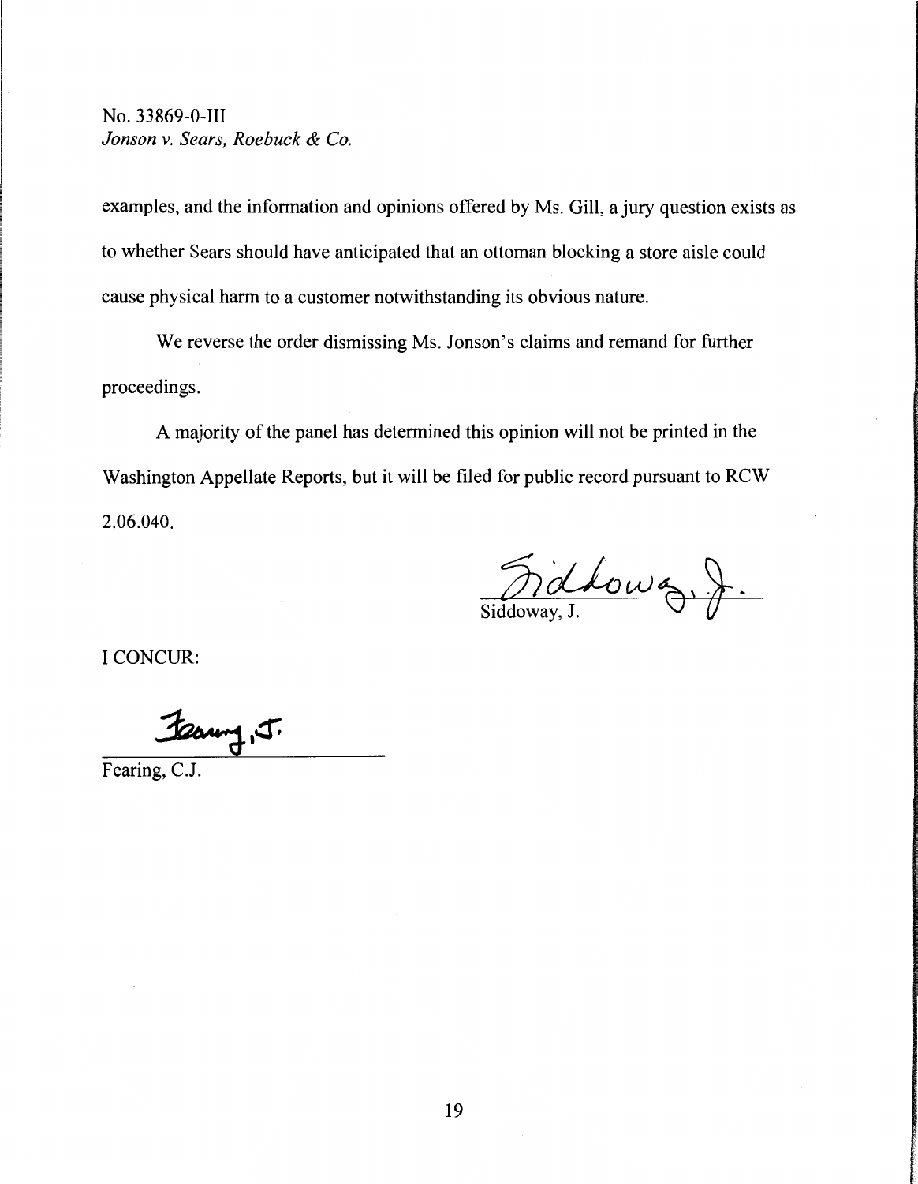examples, and the information and opinions offered by Ms. Gill, a jury question exists as to whether Sears should have anticipated that an ottoman blocking a store aisle could cause physical harm to a customer notwithstanding its obvious nature.

We reverse the order dismissing Ms. Jonson's claims and remand for further proceedings.

A majority of the panel has determined this opinion will not be printed in the Washington Appellate Reports, but it will be filed for public record pursuant to RCW 2.06.040.

Siddoway, J.

I CONCUR:

Fearing, C.J.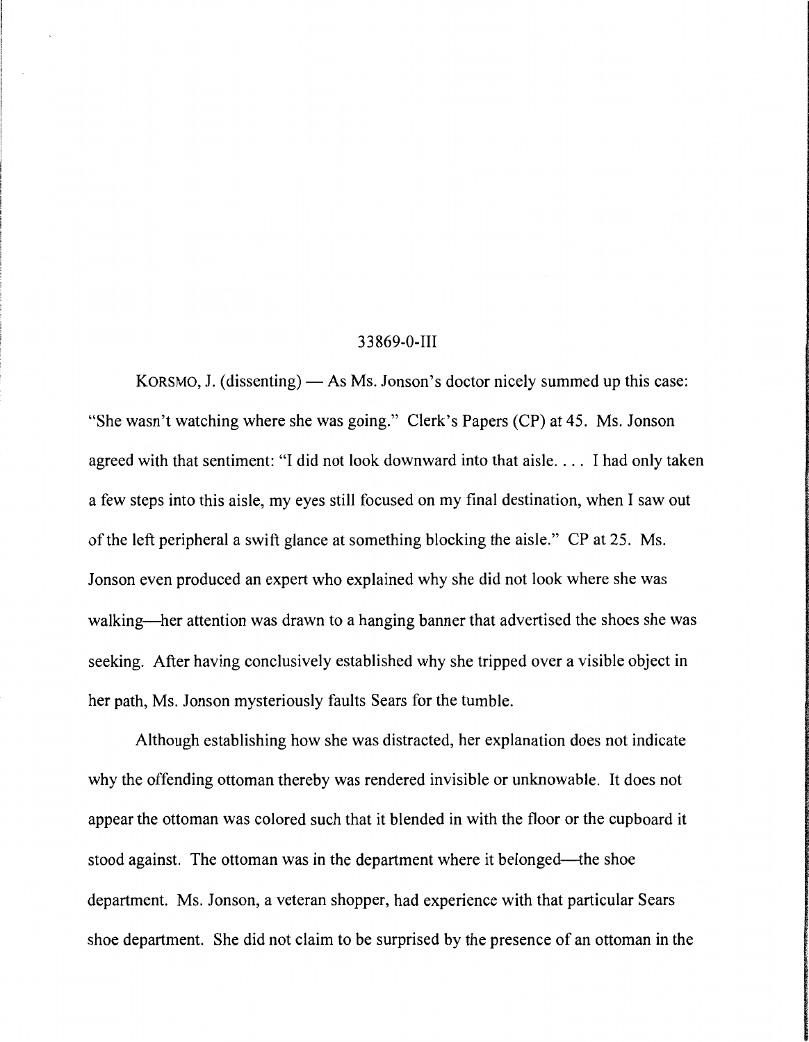33869-0-III

KORSMO, J. (dissenting) — As Ms. Jonson's doctor nicely summed up this case: "She wasn't watching where she was going." Clerk's Papers (CP) at 45. Ms. Jonson agreed with that sentiment: "I did not look downward into that aisle. . . . I had only taken a few steps into this aisle, my eyes still focused on my final destination, when I saw out of the left peripheral a swift glance at something blocking the aisle." CP at 25. Ms. Jonson even produced an expert who explained why she did not look where she was walking—her attention was drawn to a hanging banner that advertised the shoes she was seeking. After having conclusively established why she tripped over a visible object in her path, Ms. Jonson mysteriously faults Sears for the tumble.

Although establishing how she was distracted, her explanation does not indicate why the offending ottoman thereby was rendered invisible or unknowable. It does not appear the ottoman was colored such that it blended in with the floor or the cupboard it stood against. The ottoman was in the department where it belonged—the shoe department. Ms. Jonson, a veteran shopper, had experience with that particular Sears shoe department. She did not claim to be surprised by the presence of an ottoman in the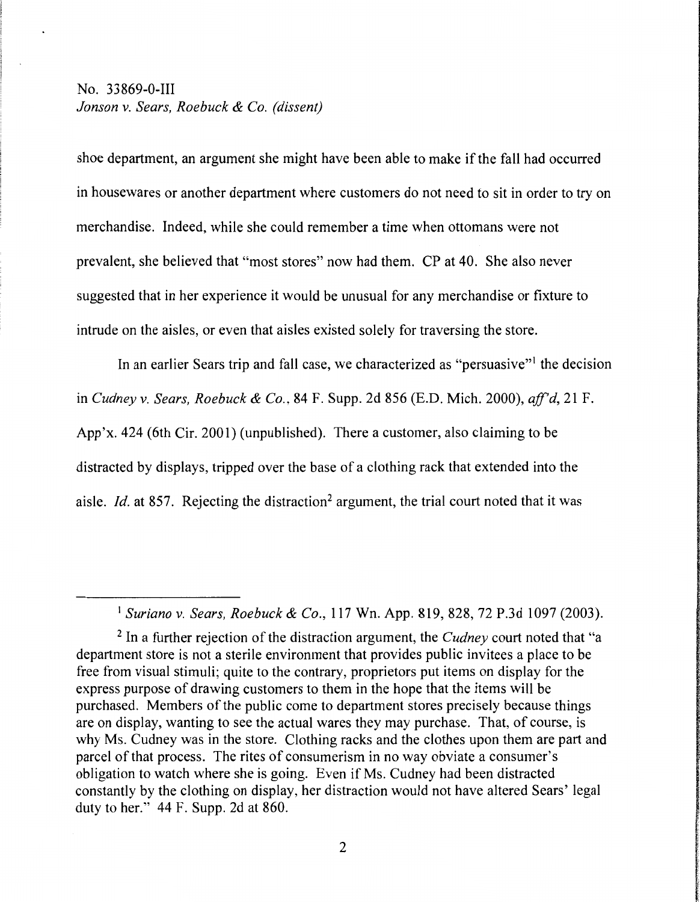shoe department, an argument she might have been able to make if the fall had occurred in housewares or another department where customers do not need to sit in order to try on merchandise. Indeed, while she could remember a time when ottomans were not prevalent, she believed that "most stores" now had them. CP at 40. She also never suggested that in her experience it would be unusual for any merchandise or fixture to intrude on the aisles, or even that aisles existed solely for traversing the store.

In an earlier Sears trip and fall case, we characterized as "persuasive"[1] the decision in *Cudney v. Sears, Roebuck & Co.*, 84 F. Supp. 2d 856 (E.D. Mich. 2000), *aff'd*, 21 F. App'x. 424 (6th Cir. 2001) (unpublished). There a customer, also claiming to be distracted by displays, tripped over the base of a clothing rack that extended into the aisle. *Id.* at 857. Rejecting the distraction[2] argument, the trial court noted that it was

---

[1] *Suriano v. Sears, Roebuck & Co.*, 117 Wn. App. 819, 828, 72 P.3d 1097 (2003).

[2] In a further rejection of the distraction argument, the *Cudney* court noted that "a department store is not a sterile environment that provides public invitees a place to be free from visual stimuli; quite to the contrary, proprietors put items on display for the express purpose of drawing customers to them in the hope that the items will be purchased. Members of the public come to department stores precisely because things are on display, wanting to see the actual wares they may purchase. That, of course, is why Ms. Cudney was in the store. Clothing racks and the clothes upon them are part and parcel of that process. The rites of consumerism in no way obviate a consumer's obligation to watch where she is going. Even if Ms. Cudney had been distracted constantly by the clothing on display, her distraction would not have altered Sears' legal duty to her." 44 F. Supp. 2d at 860.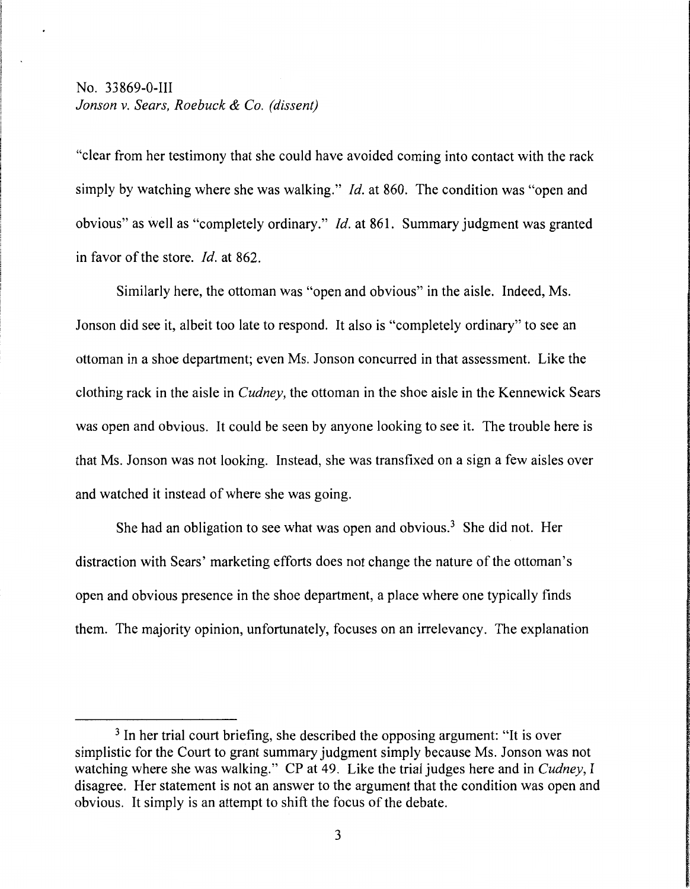"clear from her testimony that she could have avoided coming into contact with the rack simply by watching where she was walking." *Id.* at 860. The condition was "open and obvious" as well as "completely ordinary." *Id.* at 861. Summary judgment was granted in favor of the store. *Id.* at 862.

Similarly here, the ottoman was "open and obvious" in the aisle. Indeed, Ms. Jonson did see it, albeit too late to respond. It also is "completely ordinary" to see an ottoman in a shoe department; even Ms. Jonson concurred in that assessment. Like the clothing rack in the aisle in *Cudney*, the ottoman in the shoe aisle in the Kennewick Sears was open and obvious. It could be seen by anyone looking to see it. The trouble here is that Ms. Jonson was not looking. Instead, she was transfixed on a sign a few aisles over and watched it instead of where she was going.

She had an obligation to see what was open and obvious.[3] She did not. Her distraction with Sears' marketing efforts does not change the nature of the ottoman's open and obvious presence in the shoe department, a place where one typically finds them. The majority opinion, unfortunately, focuses on an irrelevancy. The explanation

---

[3] In her trial court briefing, she described the opposing argument: "It is over simplistic for the Court to grant summary judgment simply because Ms. Jonson was not watching where she was walking." CP at 49. Like the trial judges here and in *Cudney*, I disagree. Her statement is not an answer to the argument that the condition was open and obvious. It simply is an attempt to shift the focus of the debate.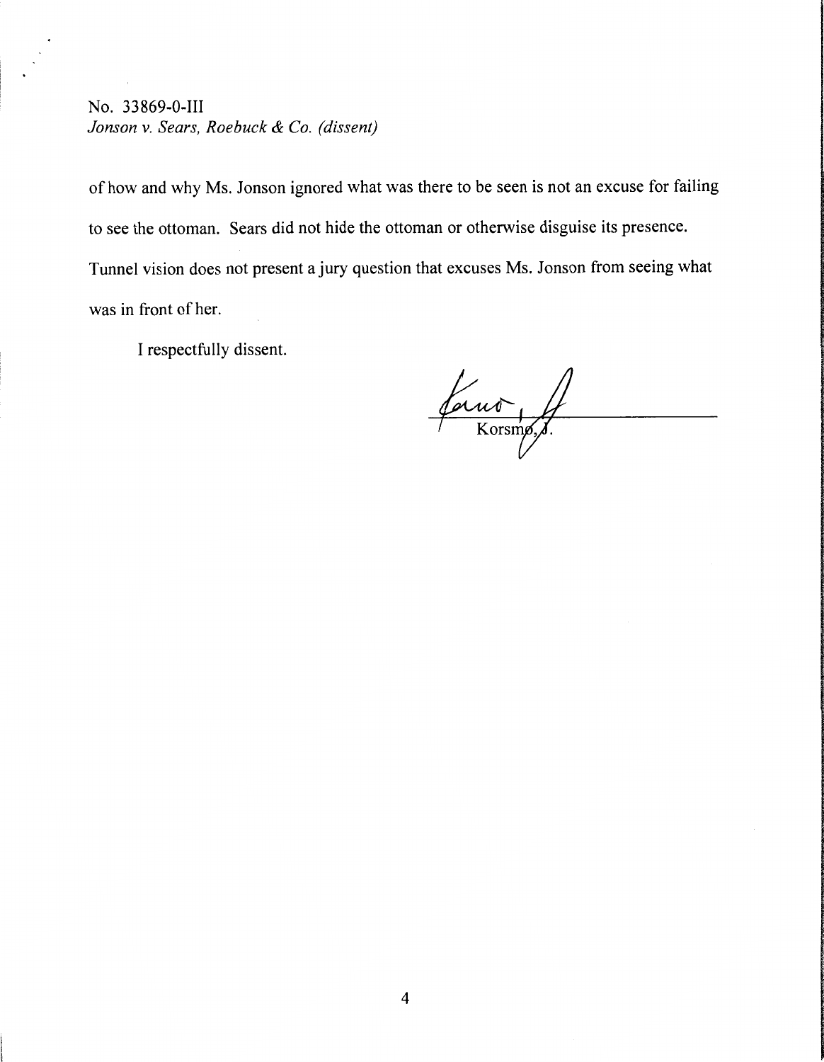of how and why Ms. Jonson ignored what was there to be seen is not an excuse for failing to see the ottoman. Sears did not hide the ottoman or otherwise disguise its presence. Tunnel vision does not present a jury question that excuses Ms. Jonson from seeing what was in front of her.

I respectfully dissent.

Korsmo, J.